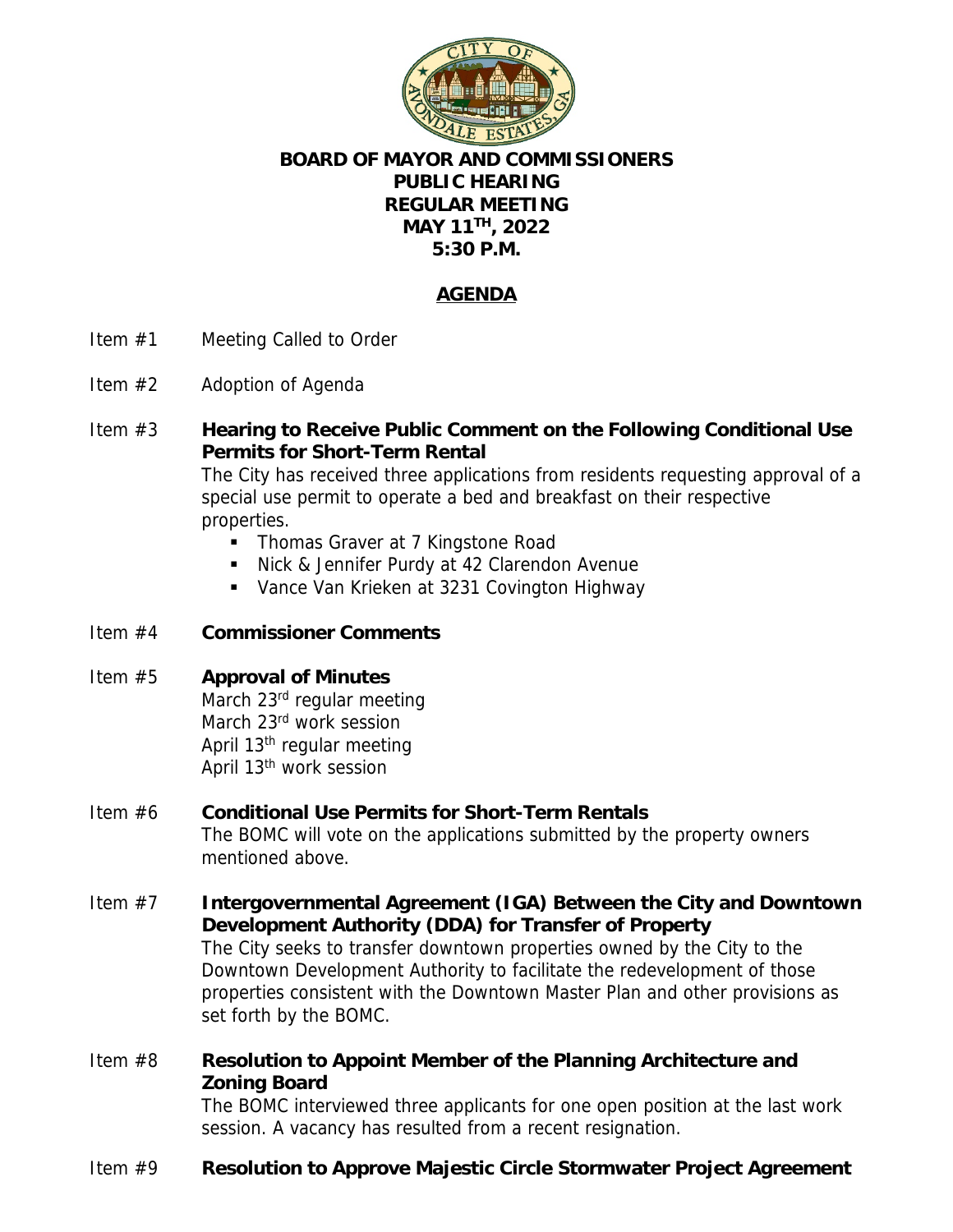**BOARD OF MAYOR AND COMMISSIONERS**
**PUBLIC HEARING**
**REGULAR MEETING**
**MAY 11TH, 2022**
**5:30 P.M.**

## AGENDA

Item #1 Meeting Called to Order

Item #2 Adoption of Agenda

Item #3 **Hearing to Receive Public Comment on the Following Conditional Use Permits for Short-Term Rental**

The City has received three applications from residents requesting approval of a special use permit to operate a bed and breakfast on their respective properties.

- Thomas Graver at 7 Kingstone Road
- Nick & Jennifer Purdy at 42 Clarendon Avenue
- Vance Van Krieken at 3231 Covington Highway

Item #4 **Commissioner Comments**

Item #5 **Approval of Minutes**

March 23rd regular meeting
March 23rd work session
April 13th regular meeting
April 13th work session

Item #6 **Conditional Use Permits for Short-Term Rentals**

The BOMC will vote on the applications submitted by the property owners mentioned above.

Item #7 **Intergovernmental Agreement (IGA) Between the City and Downtown Development Authority (DDA) for Transfer of Property**

The City seeks to transfer downtown properties owned by the City to the Downtown Development Authority to facilitate the redevelopment of those properties consistent with the Downtown Master Plan and other provisions as set forth by the BOMC.

Item #8 **Resolution to Appoint Member of the Planning Architecture and Zoning Board**

The BOMC interviewed three applicants for one open position at the last work session. A vacancy has resulted from a recent resignation.

Item #9 **Resolution to Approve Majestic Circle Stormwater Project Agreement**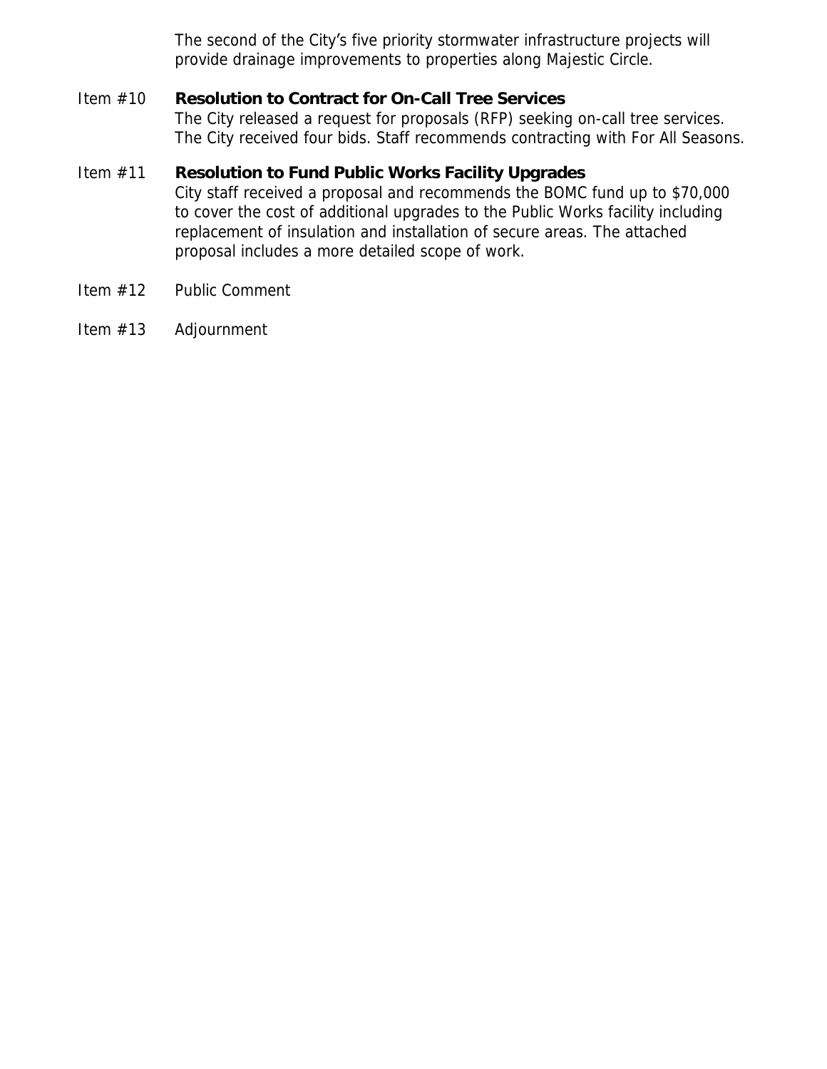The second of the City's five priority stormwater infrastructure projects will provide drainage improvements to properties along Majestic Circle.

Item #10 **Resolution to Contract for On-Call Tree Services**

The City released a request for proposals (RFP) seeking on-call tree services. The City received four bids. Staff recommends contracting with For All Seasons.

Item #11 **Resolution to Fund Public Works Facility Upgrades**

City staff received a proposal and recommends the BOMC fund up to $70,000 to cover the cost of additional upgrades to the Public Works facility including replacement of insulation and installation of secure areas. The attached proposal includes a more detailed scope of work.

Item #12 Public Comment

Item #13 Adjournment